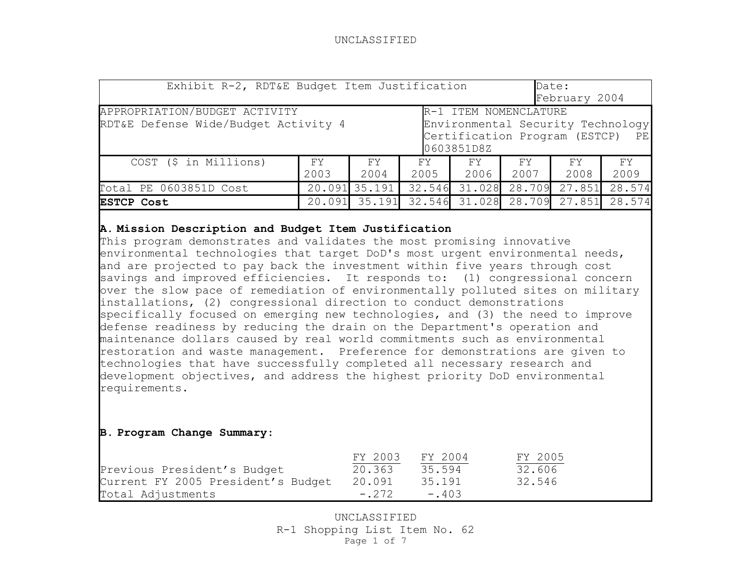UNCLASSIFIED

| Exhibit R-2, RDT&E Budget Item Justification | | | | | | | Date: February 2004 |
|---|---|---|---|---|---|---|---|
| APPROPRIATION/BUDGET ACTIVITY RDT&E Defense Wide/Budget Activity 4 | | | | R-1 ITEM NOMENCLATURE Environmental Security Technology Certification Program (ESTCP) PE 0603851D8Z | | | |
| COST ($ in Millions) | FY 2003 | FY 2004 | FY 2005 | FY 2006 | FY 2007 | FY 2008 | FY 2009 |
| Total PE 0603851D Cost | 20.091 | 35.191 | 32.546 | 31.028 | 28.709 | 27.851 | 28.574 |
| **ESTCP Cost** | 20.091 | 35.191 | 32.546 | 31.028 | 28.709 | 27.851 | 28.574 |

**A. Mission Description and Budget Item Justification**

This program demonstrates and validates the most promising innovative environmental technologies that target DoD's most urgent environmental needs, and are projected to pay back the investment within five years through cost savings and improved efficiencies. It responds to: (1) congressional concern over the slow pace of remediation of environmentally polluted sites on military installations, (2) congressional direction to conduct demonstrations specifically focused on emerging new technologies, and (3) the need to improve defense readiness by reducing the drain on the Department's operation and maintenance dollars caused by real world commitments such as environmental restoration and waste management. Preference for demonstrations are given to technologies that have successfully completed all necessary research and development objectives, and address the highest priority DoD environmental requirements.

**B. Program Change Summary:**

| | FY 2003 | FY 2004 | FY 2005 |
|---|---|---|---|
| Previous President's Budget | 20.363 | 35.594 | 32.606 |
| Current FY 2005 President's Budget | 20.091 | 35.191 | 32.546 |
| Total Adjustments | -.272 | -.403 | |

UNCLASSIFIED

R-1 Shopping List Item No. 62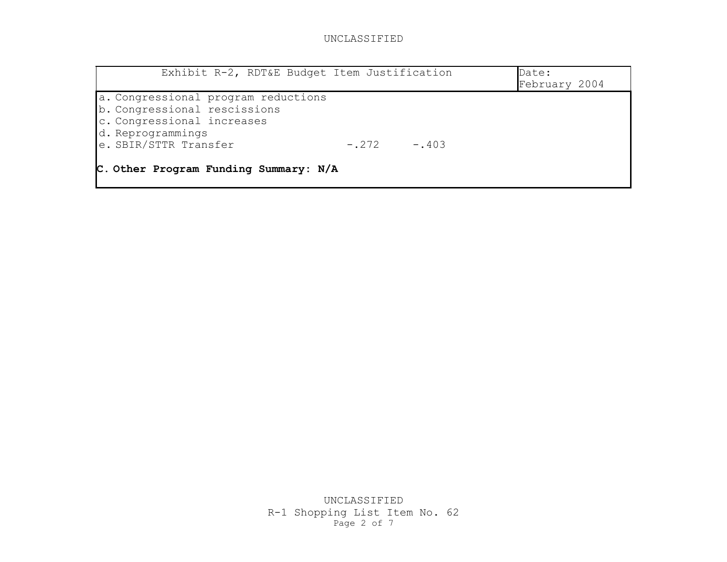Exhibit R-2, RDT&E Budget Item Justification

Date: February 2004

| | | |
|---|---|---|
| a. Congressional program reductions | | |
| b. Congressional rescissions | | |
| c. Congressional increases | | |
| d. Reprogrammings | | |
| e. SBIR/STTR Transfer | -.272 | -.403 |

**C. Other Program Funding Summary: N/A**

R-1 Shopping List Item No. 62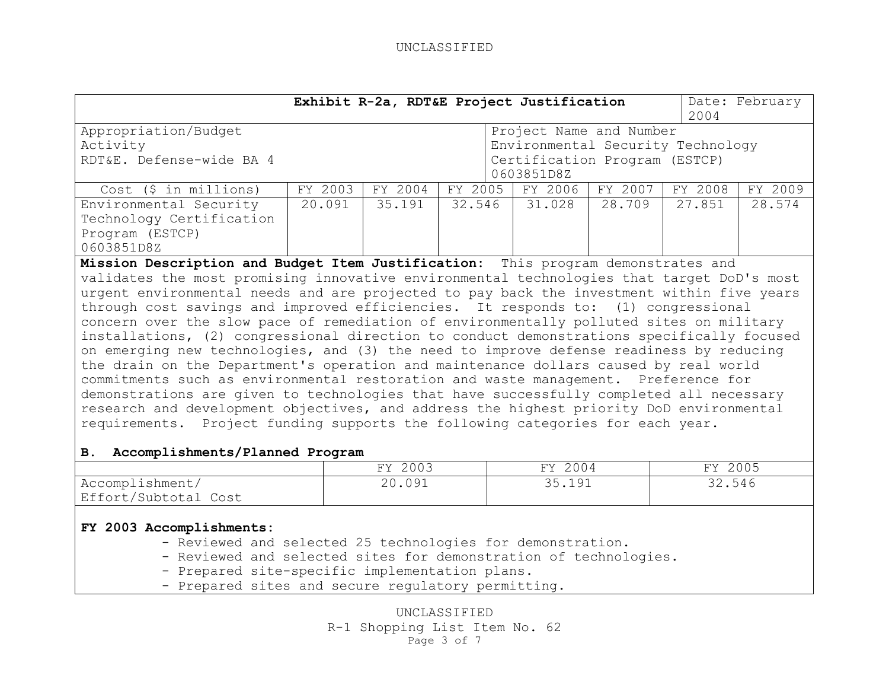| Exhibit R-2a, RDT&E Project Justification | | | | | | Date: February 2004 |
|---|---|---|---|---|---|---|
| Appropriation/Budget Activity<br>RDT&E. Defense-wide BA 4 | | | | Project Name and Number<br>Environmental Security Technology Certification Program (ESTCP)<br>0603851D8Z | | |

| Cost ($ in millions) | FY 2003 | FY 2004 | FY 2005 | FY 2006 | FY 2007 | FY 2008 | FY 2009 |
|---|---|---|---|---|---|---|---|
| Environmental Security Technology Certification Program (ESTCP) 0603851D8Z | 20.091 | 35.191 | 32.546 | 31.028 | 28.709 | 27.851 | 28.574 |

**Mission Description and Budget Item Justification:** This program demonstrates and validates the most promising innovative environmental technologies that target DoD's most urgent environmental needs and are projected to pay back the investment within five years through cost savings and improved efficiencies. It responds to: (1) congressional concern over the slow pace of remediation of environmentally polluted sites on military installations, (2) congressional direction to conduct demonstrations specifically focused on emerging new technologies, and (3) the need to improve defense readiness by reducing the drain on the Department's operation and maintenance dollars caused by real world commitments such as environmental restoration and waste management. Preference for demonstrations are given to technologies that have successfully completed all necessary research and development objectives, and address the highest priority DoD environmental requirements. Project funding supports the following categories for each year.

**B. Accomplishments/Planned Program**

| | FY 2003 | FY 2004 | FY 2005 |
|---|---|---|---|
| Accomplishment/ Effort/Subtotal Cost | 20.091 | 35.191 | 32.546 |

**FY 2003 Accomplishments:**

- Reviewed and selected 25 technologies for demonstration.
- Reviewed and selected sites for demonstration of technologies.
- Prepared site-specific implementation plans.
- Prepared sites and secure regulatory permitting.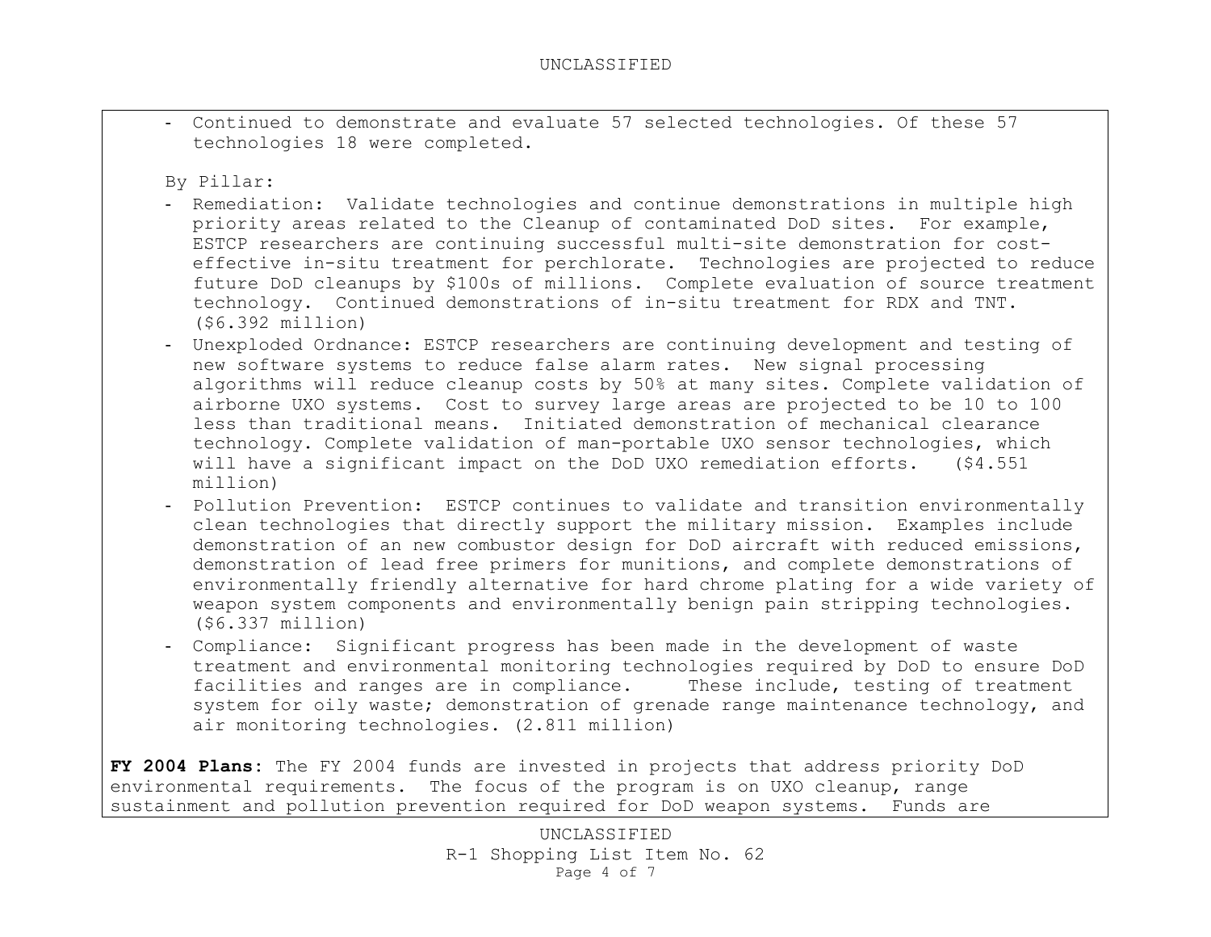- Continued to demonstrate and evaluate 57 selected technologies. Of these 57 technologies 18 were completed.

By Pillar:

- Remediation: Validate technologies and continue demonstrations in multiple high priority areas related to the Cleanup of contaminated DoD sites. For example, ESTCP researchers are continuing successful multi-site demonstration for cost-effective in-situ treatment for perchlorate. Technologies are projected to reduce future DoD cleanups by $100s of millions. Complete evaluation of source treatment technology. Continued demonstrations of in-situ treatment for RDX and TNT. ($6.392 million)
- Unexploded Ordnance: ESTCP researchers are continuing development and testing of new software systems to reduce false alarm rates. New signal processing algorithms will reduce cleanup costs by 50% at many sites. Complete validation of airborne UXO systems. Cost to survey large areas are projected to be 10 to 100 less than traditional means. Initiated demonstration of mechanical clearance technology. Complete validation of man-portable UXO sensor technologies, which will have a significant impact on the DoD UXO remediation efforts. ($4.551 million)
- Pollution Prevention: ESTCP continues to validate and transition environmentally clean technologies that directly support the military mission. Examples include demonstration of an new combustor design for DoD aircraft with reduced emissions, demonstration of lead free primers for munitions, and complete demonstrations of environmentally friendly alternative for hard chrome plating for a wide variety of weapon system components and environmentally benign pain stripping technologies. ($6.337 million)
- Compliance: Significant progress has been made in the development of waste treatment and environmental monitoring technologies required by DoD to ensure DoD facilities and ranges are in compliance. These include, testing of treatment system for oily waste; demonstration of grenade range maintenance technology, and air monitoring technologies. (2.811 million)

**FY 2004 Plans**: The FY 2004 funds are invested in projects that address priority DoD environmental requirements. The focus of the program is on UXO cleanup, range sustainment and pollution prevention required for DoD weapon systems. Funds are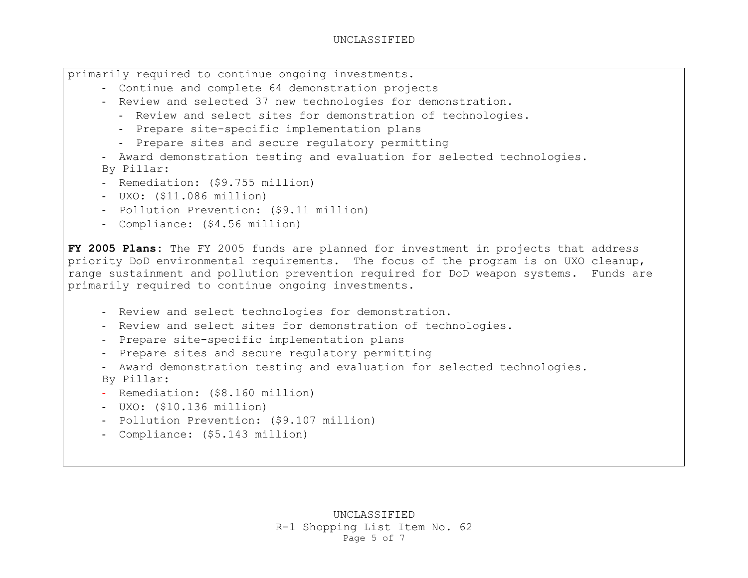primarily required to continue ongoing investments.

- Continue and complete 64 demonstration projects
- Review and selected 37 new technologies for demonstration.
  - Review and select sites for demonstration of technologies.
  - Prepare site-specific implementation plans
  - Prepare sites and secure regulatory permitting
- Award demonstration testing and evaluation for selected technologies.

By Pillar:

- Remediation: ($9.755 million)
- UXO: ($11.086 million)
- Pollution Prevention: ($9.11 million)
- Compliance: ($4.56 million)

**FY 2005 Plans**: The FY 2005 funds are planned for investment in projects that address priority DoD environmental requirements. The focus of the program is on UXO cleanup, range sustainment and pollution prevention required for DoD weapon systems. Funds are primarily required to continue ongoing investments.

- Review and select technologies for demonstration.
- Review and select sites for demonstration of technologies.
- Prepare site-specific implementation plans
- Prepare sites and secure regulatory permitting
- Award demonstration testing and evaluation for selected technologies.

By Pillar:

- Remediation: ($8.160 million)
- UXO: ($10.136 million)
- Pollution Prevention: ($9.107 million)
- Compliance: ($5.143 million)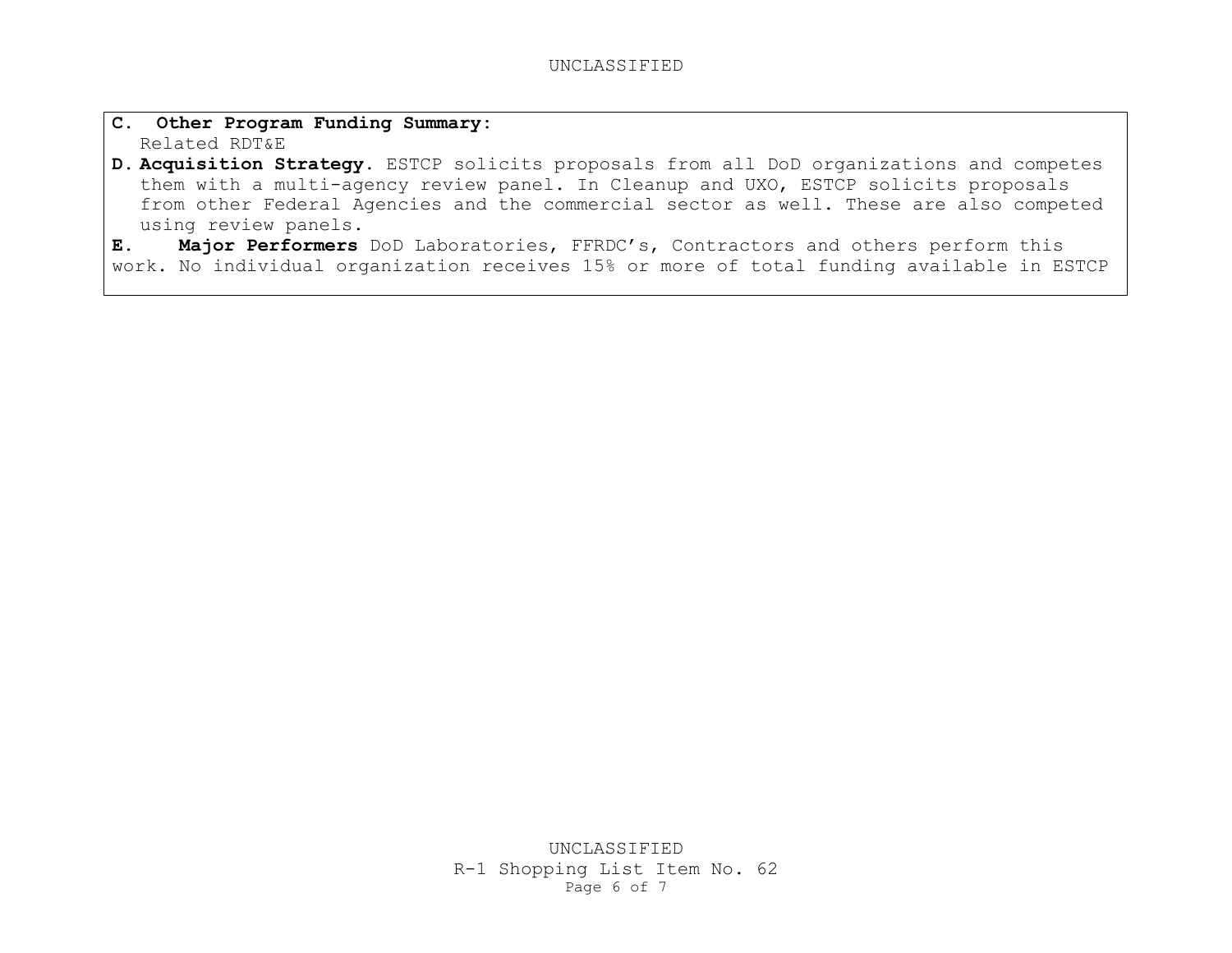**C. Other Program Funding Summary:**
Related RDT&E

**D. Acquisition Strategy.** ESTCP solicits proposals from all DoD organizations and competes them with a multi-agency review panel. In Cleanup and UXO, ESTCP solicits proposals from other Federal Agencies and the commercial sector as well. These are also competed using review panels.

**E. Major Performers** DoD Laboratories, FFRDC's, Contractors and others perform this work. No individual organization receives 15% or more of total funding available in ESTCP

R-1 Shopping List Item No. 62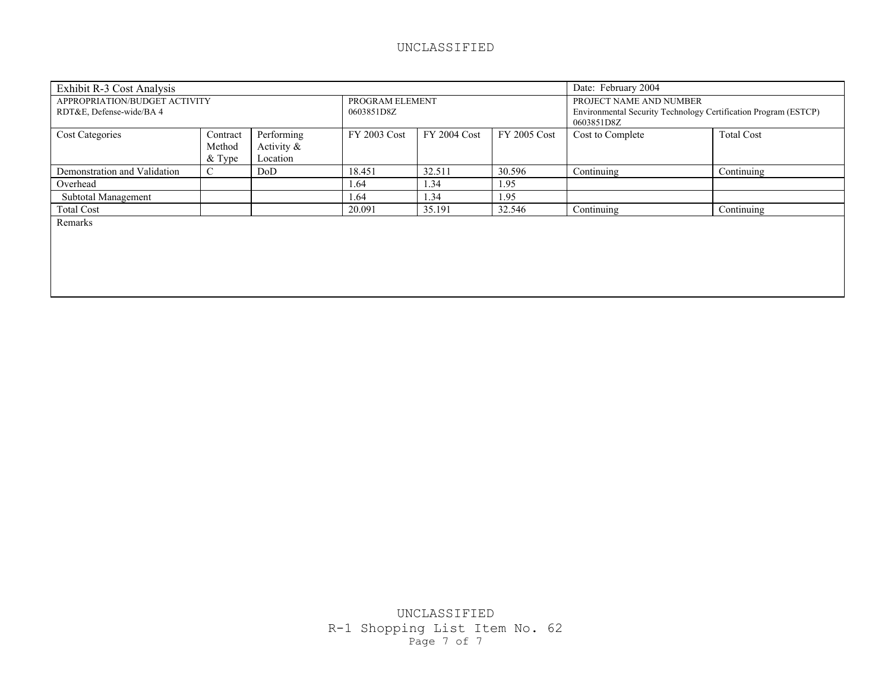| Exhibit R-3 Cost Analysis | | | | | | Date: February 2004 | |
|---|---|---|---|---|---|---|---|
| APPROPRIATION/BUDGET ACTIVITY<br>RDT&E, Defense-wide/BA 4 | | | PROGRAM ELEMENT<br>0603851D8Z | | | PROJECT NAME AND NUMBER<br>Environmental Security Technology Certification Program (ESTCP)<br>0603851D8Z | |
| Cost Categories | Contract Method & Type | Performing Activity & Location | FY 2003 Cost | FY 2004 Cost | FY 2005 Cost | Cost to Complete | Total Cost |
| Demonstration and Validation | C | DoD | 18.451 | 32.511 | 30.596 | Continuing | Continuing |
| Overhead | | | 1.64 | 1.34 | 1.95 | | |
| Subtotal Management | | | 1.64 | 1.34 | 1.95 | | |
| Total Cost | | | 20.091 | 35.191 | 32.546 | Continuing | Continuing |
| Remarks | | | | | | | |

UNCLASSIFIED

R-1 Shopping List Item No. 62